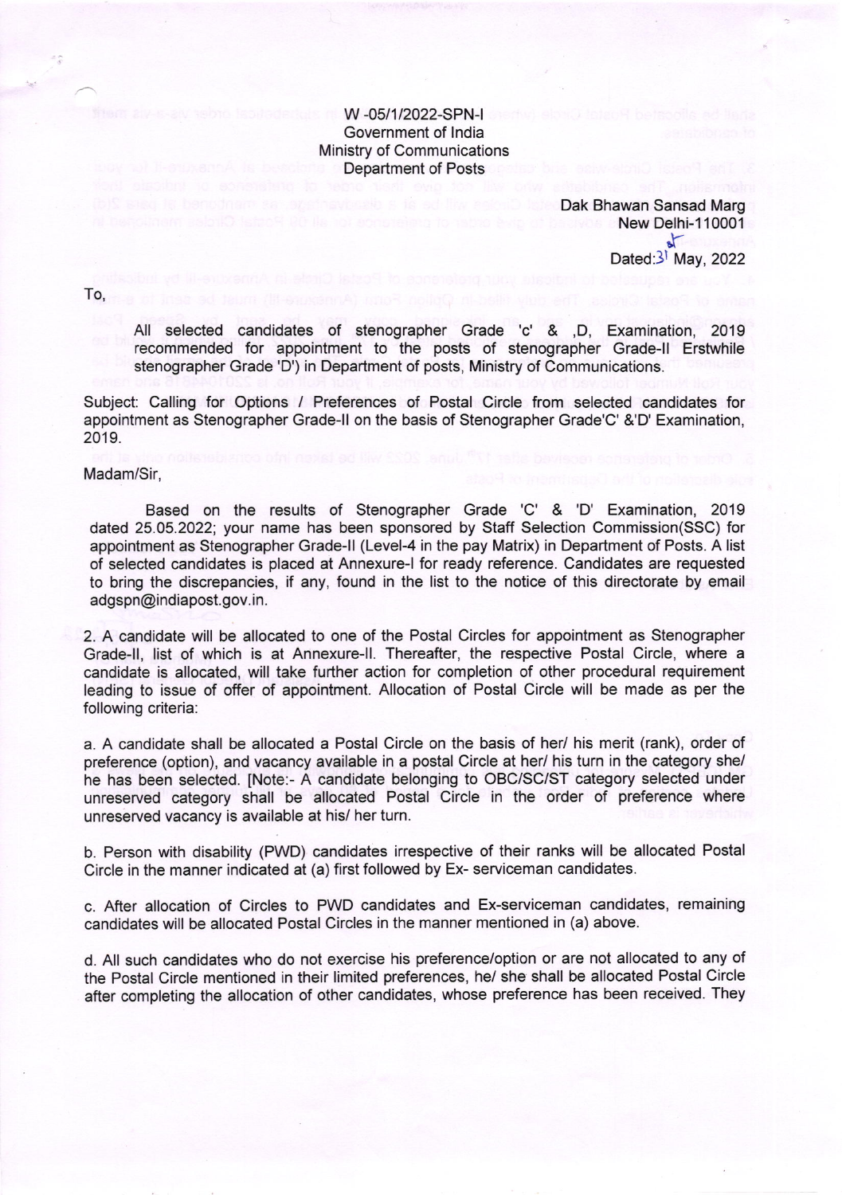W -05/1/2022-SPN-I
Government of India
Ministry of Communications
Department of Posts

Dak Bhawan Sansad Marg
New Delhi-110001

Dated:31 May, 2022

To,

All selected candidates of stenographer Grade 'c' & ,D, Examination, 2019 recommended for appointment to the posts of stenographer Grade-II Erstwhile stenographer Grade 'D') in Department of posts, Ministry of Communications.

Subject: Calling for Options / Preferences of Postal Circle from selected candidates for appointment as Stenographer Grade-II on the basis of Stenographer Grade'C' &'D' Examination, 2019.

Madam/Sir,

Based on the results of Stenographer Grade 'C' & 'D' Examination, 2019 dated 25.05.2022; your name has been sponsored by Staff Selection Commission(SSC) for appointment as Stenographer Grade-II (Level-4 in the pay Matrix) in Department of Posts. A list of selected candidates is placed at Annexure-I for ready reference. Candidates are requested to bring the discrepancies, if any, found in the list to the notice of this directorate by email adgspn@indiapost.gov.in.

2. A candidate will be allocated to one of the Postal Circles for appointment as Stenographer Grade-II, list of which is at Annexure-II. Thereafter, the respective Postal Circle, where a candidate is allocated, will take further action for completion of other procedural requirement leading to issue of offer of appointment. Allocation of Postal Circle will be made as per the following criteria:

a. A candidate shall be allocated a Postal Circle on the basis of her/ his merit (rank), order of preference (option), and vacancy available in a postal Circle at her/ his turn in the category she/ he has been selected. [Note:- A candidate belonging to OBC/SC/ST category selected under unreserved category shall be allocated Postal Circle in the order of preference where unreserved vacancy is available at his/ her turn.

b. Person with disability (PWD) candidates irrespective of their ranks will be allocated Postal Circle in the manner indicated at (a) first followed by Ex- serviceman candidates.

c. After allocation of Circles to PWD candidates and Ex-serviceman candidates, remaining candidates will be allocated Postal Circles in the manner mentioned in (a) above.

d. All such candidates who do not exercise his preference/option or are not allocated to any of the Postal Circle mentioned in their limited preferences, he/ she shall be allocated Postal Circle after completing the allocation of other candidates, whose preference has been received. They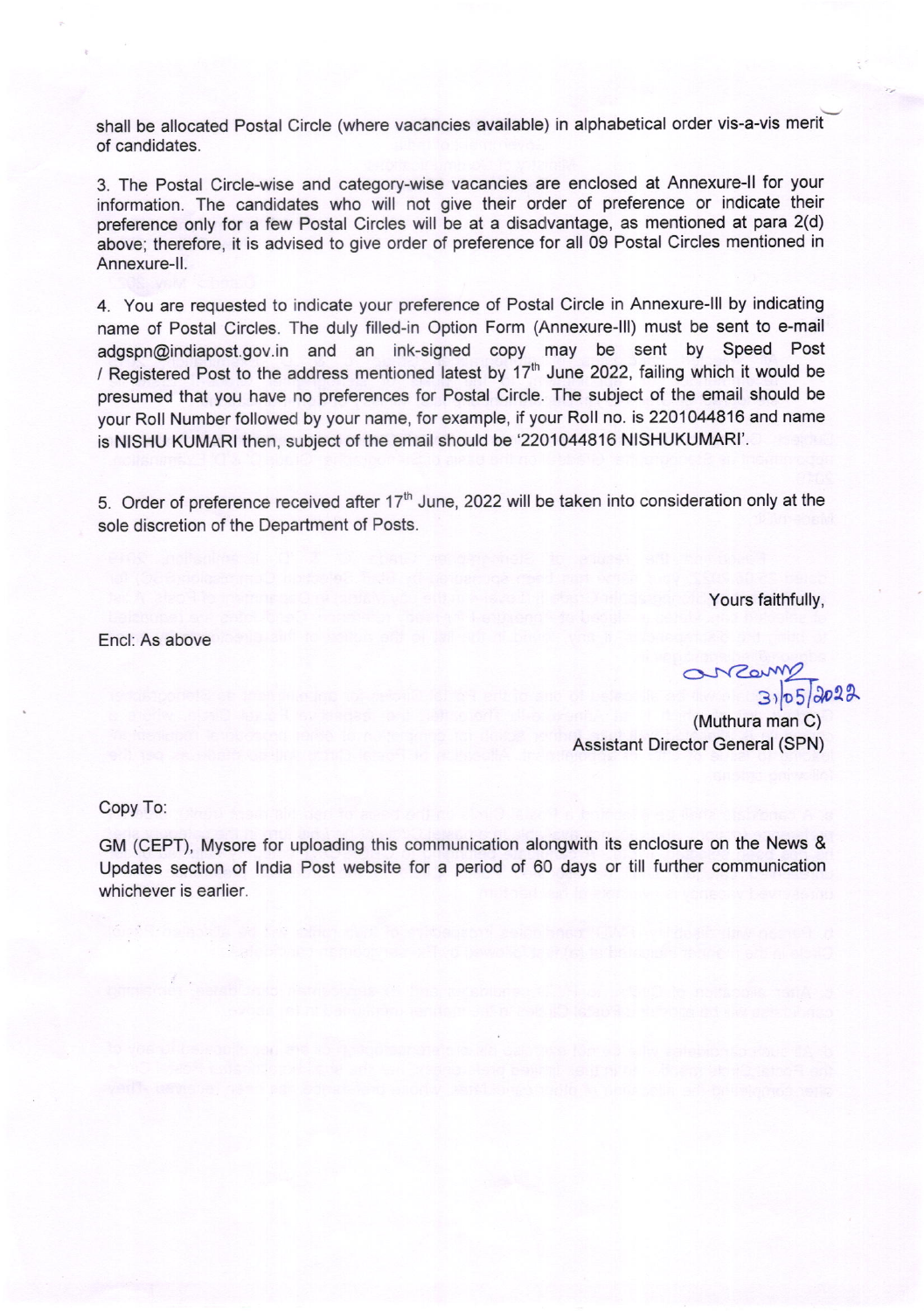shall be allocated Postal Circle (where vacancies available) in alphabetical order vis-a-vis merit of candidates.

3. The Postal Circle-wise and category-wise vacancies are enclosed at Annexure-II for your information. The candidates who will not give their order of preference or indicate their preference only for a few Postal Circles will be at a disadvantage, as mentioned at para 2(d) above; therefore, it is advised to give order of preference for all 09 Postal Circles mentioned in Annexure-II.

4. You are requested to indicate your preference of Postal Circle in Annexure-III by indicating name of Postal Circles. The duly filled-in Option Form (Annexure-III) must be sent to e-mail adgspn@indiapost.gov.in and an ink-signed copy may be sent by Speed Post / Registered Post to the address mentioned latest by 17th June 2022, failing which it would be presumed that you have no preferences for Postal Circle. The subject of the email should be your Roll Number followed by your name, for example, if your Roll no. is 2201044816 and name is NISHU KUMARI then, subject of the email should be '2201044816 NISHUKUMARI'.

5. Order of preference received after 17th June, 2022 will be taken into consideration only at the sole discretion of the Department of Posts.

Yours faithfully,

Encl: As above

31/05/2022

(Muthura man C)
Assistant Director General (SPN)

Copy To:

GM (CEPT), Mysore for uploading this communication alongwith its enclosure on the News & Updates section of India Post website for a period of 60 days or till further communication whichever is earlier.